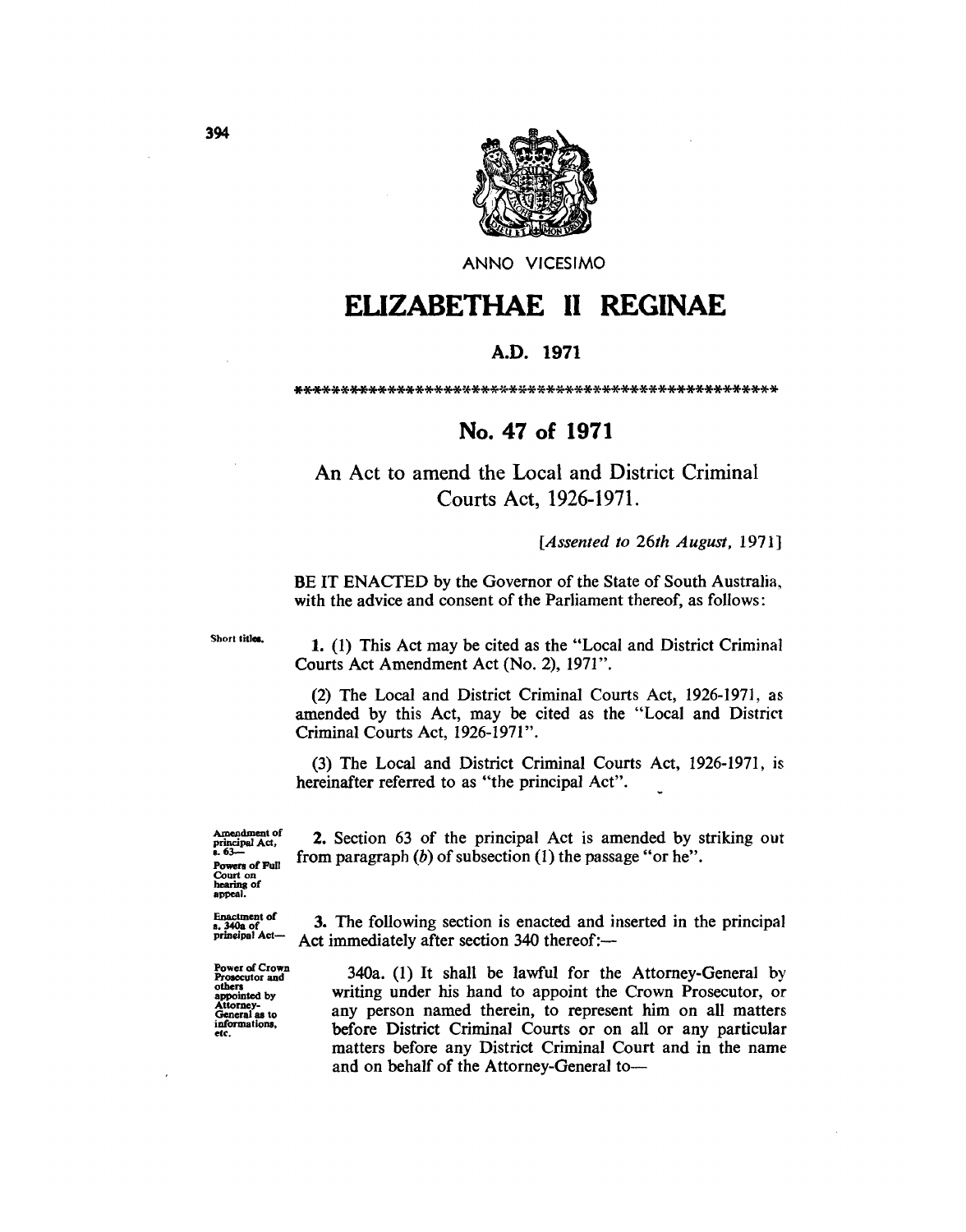ANNO VICESIMO

# ELIZABETHAE II REGINAE

## A.D. 1971

\*\*\*\*\*\*\*\*\*\*\*\*\*\*\*\*\*\*\*\*\*\*\*\*\*\*\*\*\*\*\*\*\*\*\*\*\*\*\*\*\*\*\*\*\*\*\*\*\*\*\*\*\*

## No. 47 of 1971

### An Act to amend the Local and District Criminal Courts Act, 1926-1971.

*[Assented to 26th August, 1971]*

BE IT ENACTED by the Governor of the State of South Australia, with the advice and consent of the Parliament thereof, as follows:

*Short titles.*

**1.** (1) This Act may be cited as the "Local and District Criminal Courts Act Amendment Act (No. 2), 1971".

(2) The Local and District Criminal Courts Act, 1926-1971, as amended by this Act, may be cited as the "Local and District Criminal Courts Act, 1926-1971".

(3) The Local and District Criminal Courts Act, 1926-1971, is hereinafter referred to as "the principal Act".

*Amendment of principal Act, s. 63— Powers of Full Court on hearing of appeal.*

**2.** Section 63 of the principal Act is amended by striking out from paragraph (*b*) of subsection (1) the passage "or he".

*Enactment of s. 340a of principal Act—*

**3.** The following section is enacted and inserted in the principal Act immediately after section 340 thereof:—

*Power of Crown Prosecutor and others appointed by Attorney-General as to informations, etc.*

340a. (1) It shall be lawful for the Attorney-General by writing under his hand to appoint the Crown Prosecutor, or any person named therein, to represent him on all matters before District Criminal Courts or on all or any particular matters before any District Criminal Court and in the name and on behalf of the Attorney-General to—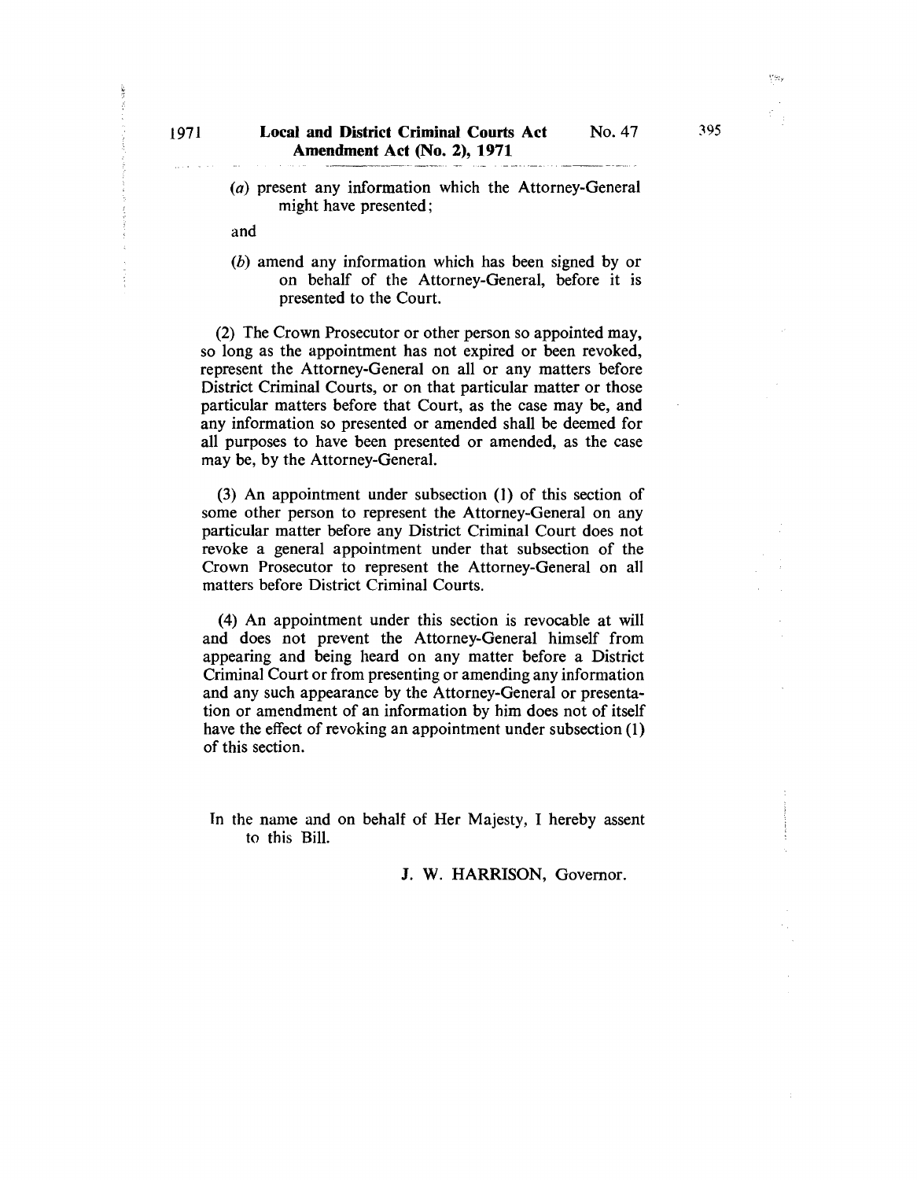(a) present any information which the Attorney-General might have presented;

and

(b) amend any information which has been signed by or on behalf of the Attorney-General, before it is presented to the Court.

(2) The Crown Prosecutor or other person so appointed may, so long as the appointment has not expired or been revoked, represent the Attorney-General on all or any matters before District Criminal Courts, or on that particular matter or those particular matters before that Court, as the case may be, and any information so presented or amended shall be deemed for all purposes to have been presented or amended, as the case may be, by the Attorney-General.

(3) An appointment under subsection (1) of this section of some other person to represent the Attorney-General on any particular matter before any District Criminal Court does not revoke a general appointment under that subsection of the Crown Prosecutor to represent the Attorney-General on all matters before District Criminal Courts.

(4) An appointment under this section is revocable at will and does not prevent the Attorney-General himself from appearing and being heard on any matter before a District Criminal Court or from presenting or amending any information and any such appearance by the Attorney-General or presentation or amendment of an information by him does not of itself have the effect of revoking an appointment under subsection (1) of this section.

In the name and on behalf of Her Majesty, I hereby assent to this Bill.

J. W. HARRISON, Governor.